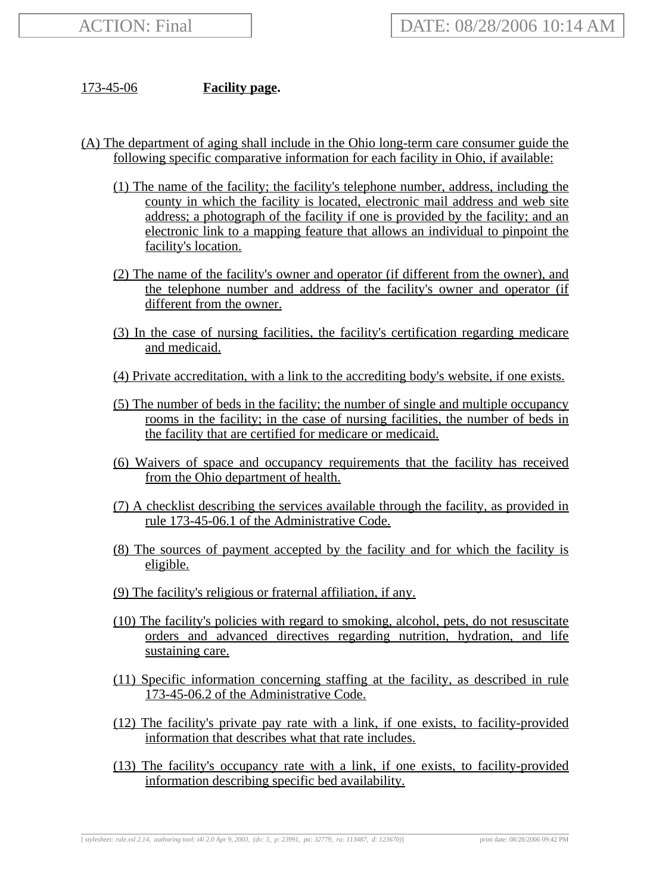173-45-06 **Facility page.**

(A) The department of aging shall include in the Ohio long-term care consumer guide the following specific comparative information for each facility in Ohio, if available:

(1) The name of the facility; the facility's telephone number, address, including the county in which the facility is located, electronic mail address and web site address; a photograph of the facility if one is provided by the facility; and an electronic link to a mapping feature that allows an individual to pinpoint the facility's location.

(2) The name of the facility's owner and operator (if different from the owner), and the telephone number and address of the facility's owner and operator (if different from the owner.

(3) In the case of nursing facilities, the facility's certification regarding medicare and medicaid.

(4) Private accreditation, with a link to the accrediting body's website, if one exists.

(5) The number of beds in the facility; the number of single and multiple occupancy rooms in the facility; in the case of nursing facilities, the number of beds in the facility that are certified for medicare or medicaid.

(6) Waivers of space and occupancy requirements that the facility has received from the Ohio department of health.

(7) A checklist describing the services available through the facility, as provided in rule 173-45-06.1 of the Administrative Code.

(8) The sources of payment accepted by the facility and for which the facility is eligible.

(9) The facility's religious or fraternal affiliation, if any.

(10) The facility's policies with regard to smoking, alcohol, pets, do not resuscitate orders and advanced directives regarding nutrition, hydration, and life sustaining care.

(11) Specific information concerning staffing at the facility, as described in rule 173-45-06.2 of the Administrative Code.

(12) The facility's private pay rate with a link, if one exists, to facility-provided information that describes what that rate includes.

(13) The facility's occupancy rate with a link, if one exists, to facility-provided information describing specific bed availability.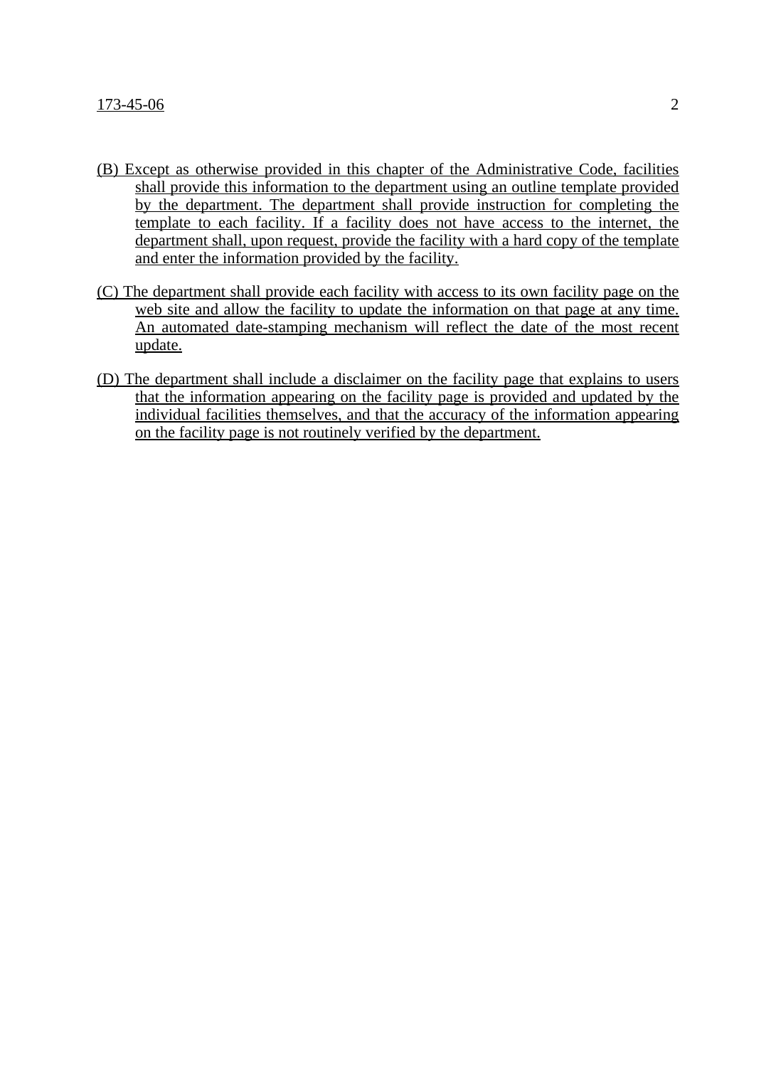(B) Except as otherwise provided in this chapter of the Administrative Code, facilities shall provide this information to the department using an outline template provided by the department. The department shall provide instruction for completing the template to each facility. If a facility does not have access to the internet, the department shall, upon request, provide the facility with a hard copy of the template and enter the information provided by the facility.

(C) The department shall provide each facility with access to its own facility page on the web site and allow the facility to update the information on that page at any time. An automated date-stamping mechanism will reflect the date of the most recent update.

(D) The department shall include a disclaimer on the facility page that explains to users that the information appearing on the facility page is provided and updated by the individual facilities themselves, and that the accuracy of the information appearing on the facility page is not routinely verified by the department.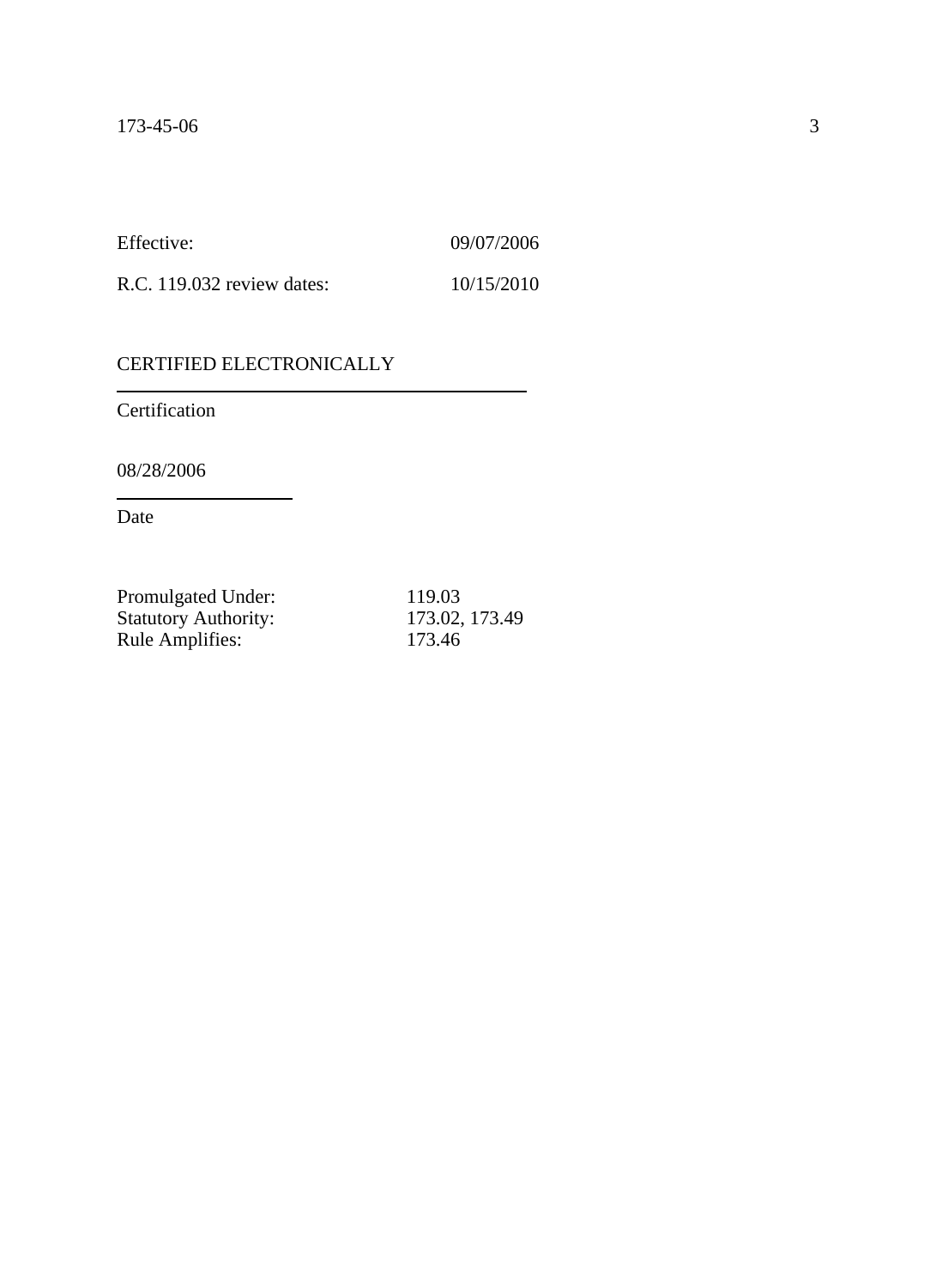Effective: 09/07/2006

R.C. 119.032 review dates: 10/15/2010

CERTIFIED ELECTRONICALLY

Certification

08/28/2006

Date

Promulgated Under: 119.03
Statutory Authority: 173.02, 173.49
Rule Amplifies: 173.46